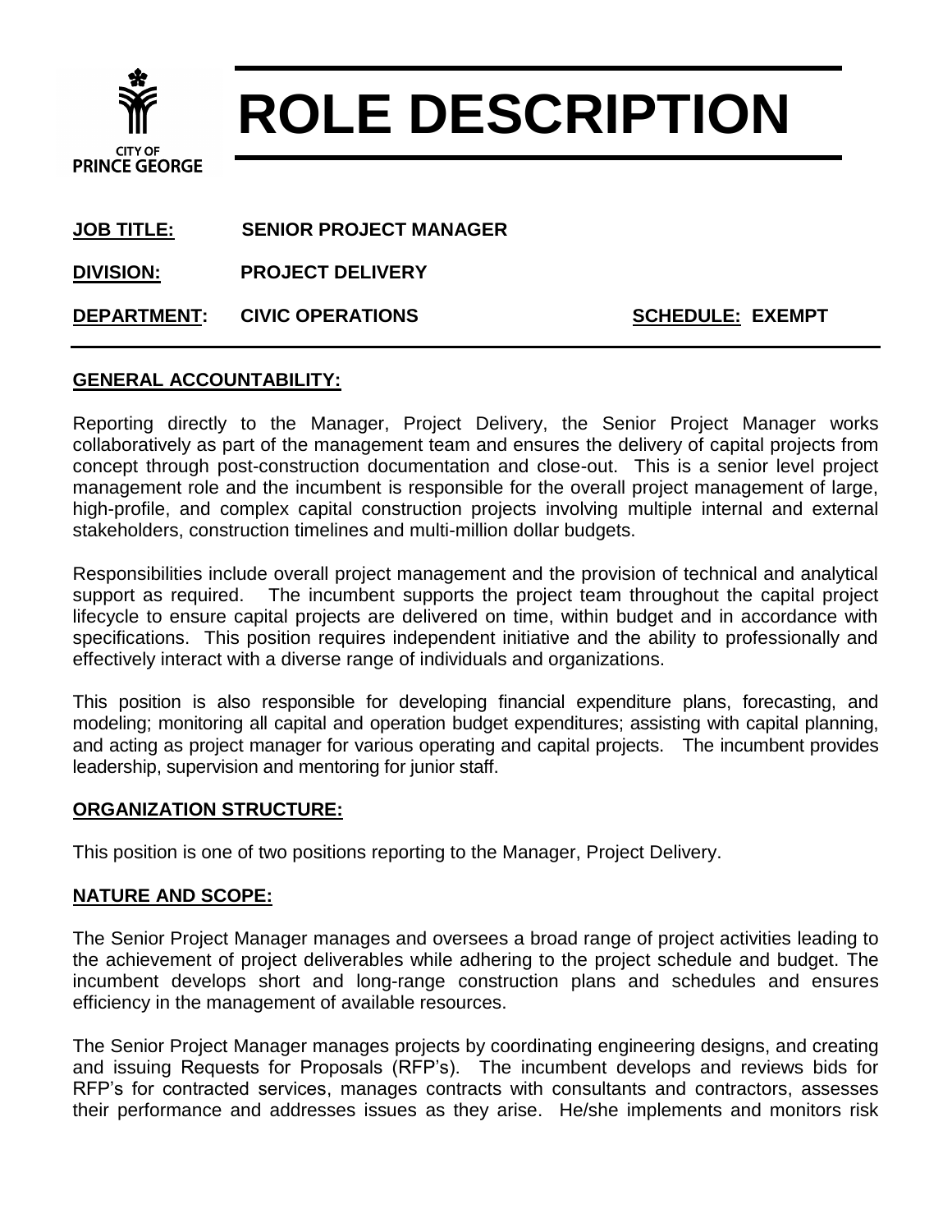CITY OF PRINCE GEORGE

# ROLE DESCRIPTION

**JOB TITLE:** SENIOR PROJECT MANAGER

**DIVISION:** PROJECT DELIVERY

**DEPARTMENT:** CIVIC OPERATIONS **SCHEDULE:** EXEMPT

## GENERAL ACCOUNTABILITY:

Reporting directly to the Manager, Project Delivery, the Senior Project Manager works collaboratively as part of the management team and ensures the delivery of capital projects from concept through post-construction documentation and close-out. This is a senior level project management role and the incumbent is responsible for the overall project management of large, high-profile, and complex capital construction projects involving multiple internal and external stakeholders, construction timelines and multi-million dollar budgets.

Responsibilities include overall project management and the provision of technical and analytical support as required. The incumbent supports the project team throughout the capital project lifecycle to ensure capital projects are delivered on time, within budget and in accordance with specifications. This position requires independent initiative and the ability to professionally and effectively interact with a diverse range of individuals and organizations.

This position is also responsible for developing financial expenditure plans, forecasting, and modeling; monitoring all capital and operation budget expenditures; assisting with capital planning, and acting as project manager for various operating and capital projects. The incumbent provides leadership, supervision and mentoring for junior staff.

## ORGANIZATION STRUCTURE:

This position is one of two positions reporting to the Manager, Project Delivery.

## NATURE AND SCOPE:

The Senior Project Manager manages and oversees a broad range of project activities leading to the achievement of project deliverables while adhering to the project schedule and budget. The incumbent develops short and long-range construction plans and schedules and ensures efficiency in the management of available resources.

The Senior Project Manager manages projects by coordinating engineering designs, and creating and issuing Requests for Proposals (RFP's). The incumbent develops and reviews bids for RFP's for contracted services, manages contracts with consultants and contractors, assesses their performance and addresses issues as they arise. He/she implements and monitors risk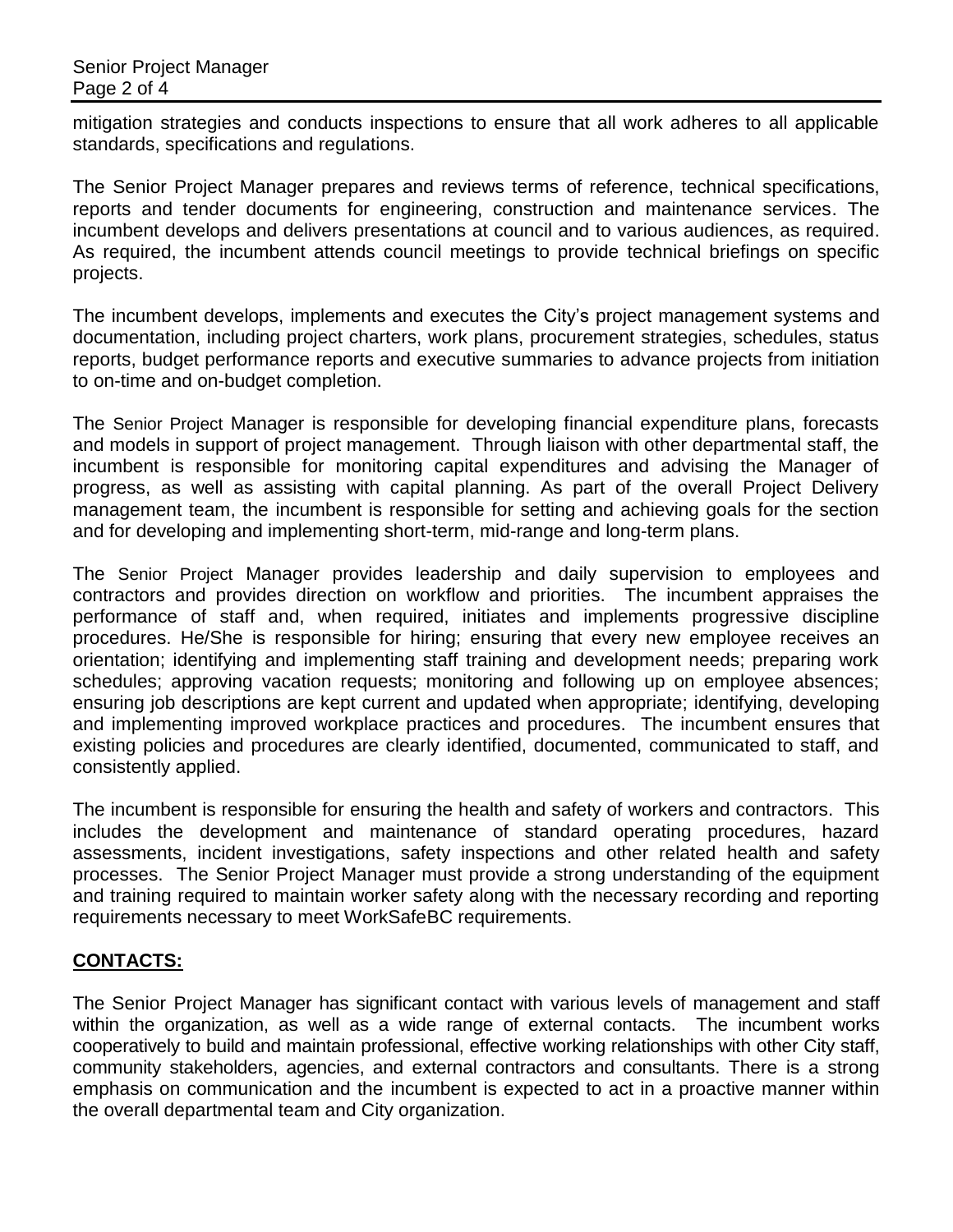mitigation strategies and conducts inspections to ensure that all work adheres to all applicable standards, specifications and regulations.

The Senior Project Manager prepares and reviews terms of reference, technical specifications, reports and tender documents for engineering, construction and maintenance services. The incumbent develops and delivers presentations at council and to various audiences, as required. As required, the incumbent attends council meetings to provide technical briefings on specific projects.

The incumbent develops, implements and executes the City's project management systems and documentation, including project charters, work plans, procurement strategies, schedules, status reports, budget performance reports and executive summaries to advance projects from initiation to on-time and on-budget completion.

The Senior Project Manager is responsible for developing financial expenditure plans, forecasts and models in support of project management. Through liaison with other departmental staff, the incumbent is responsible for monitoring capital expenditures and advising the Manager of progress, as well as assisting with capital planning. As part of the overall Project Delivery management team, the incumbent is responsible for setting and achieving goals for the section and for developing and implementing short-term, mid-range and long-term plans.

The Senior Project Manager provides leadership and daily supervision to employees and contractors and provides direction on workflow and priorities. The incumbent appraises the performance of staff and, when required, initiates and implements progressive discipline procedures. He/She is responsible for hiring; ensuring that every new employee receives an orientation; identifying and implementing staff training and development needs; preparing work schedules; approving vacation requests; monitoring and following up on employee absences; ensuring job descriptions are kept current and updated when appropriate; identifying, developing and implementing improved workplace practices and procedures. The incumbent ensures that existing policies and procedures are clearly identified, documented, communicated to staff, and consistently applied.

The incumbent is responsible for ensuring the health and safety of workers and contractors. This includes the development and maintenance of standard operating procedures, hazard assessments, incident investigations, safety inspections and other related health and safety processes. The Senior Project Manager must provide a strong understanding of the equipment and training required to maintain worker safety along with the necessary recording and reporting requirements necessary to meet WorkSafeBC requirements.

## **CONTACTS:**

The Senior Project Manager has significant contact with various levels of management and staff within the organization, as well as a wide range of external contacts. The incumbent works cooperatively to build and maintain professional, effective working relationships with other City staff, community stakeholders, agencies, and external contractors and consultants. There is a strong emphasis on communication and the incumbent is expected to act in a proactive manner within the overall departmental team and City organization.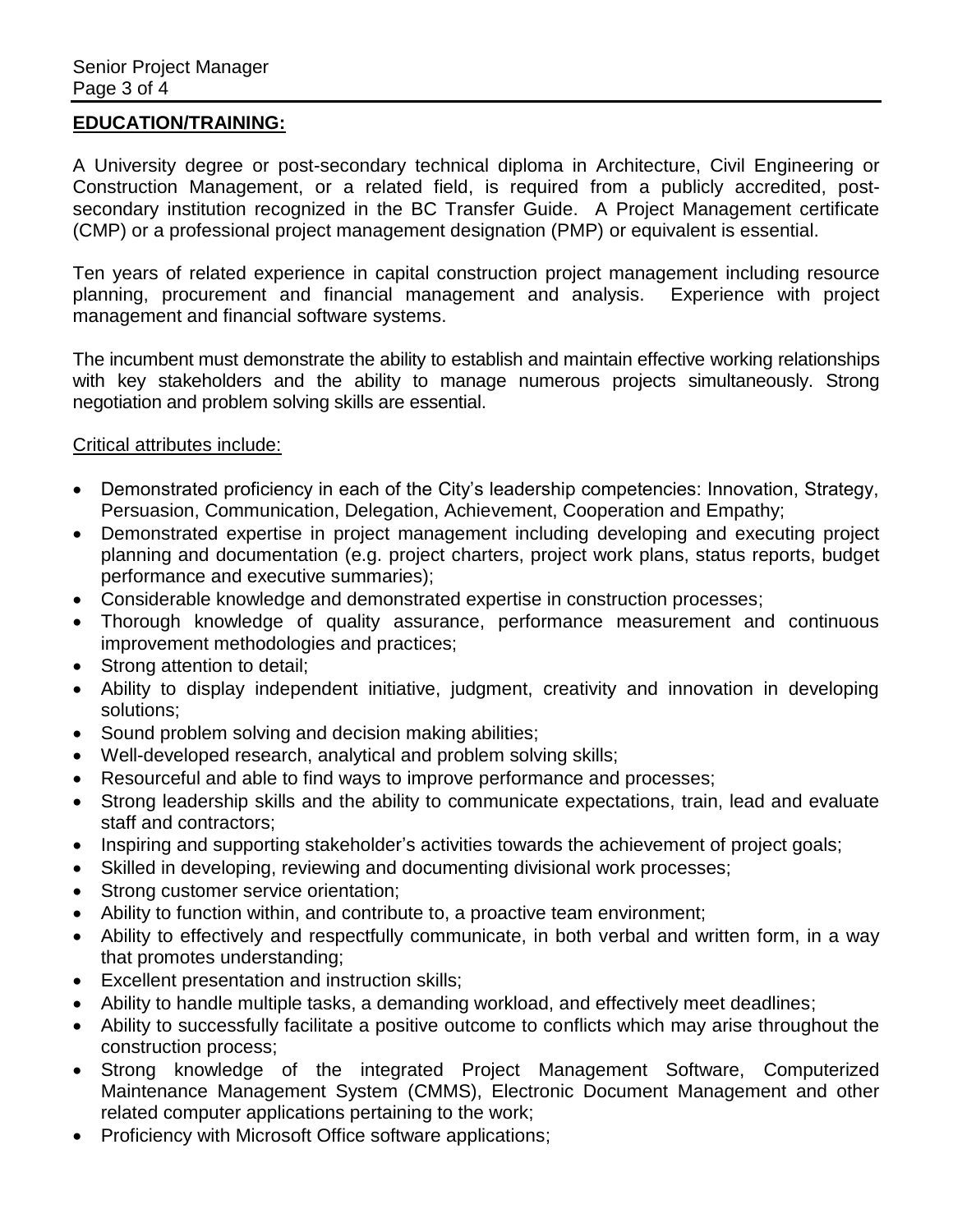## EDUCATION/TRAINING:

A University degree or post-secondary technical diploma in Architecture, Civil Engineering or Construction Management, or a related field, is required from a publicly accredited, post-secondary institution recognized in the BC Transfer Guide. A Project Management certificate (CMP) or a professional project management designation (PMP) or equivalent is essential.

Ten years of related experience in capital construction project management including resource planning, procurement and financial management and analysis. Experience with project management and financial software systems.

The incumbent must demonstrate the ability to establish and maintain effective working relationships with key stakeholders and the ability to manage numerous projects simultaneously. Strong negotiation and problem solving skills are essential.

Critical attributes include:

- Demonstrated proficiency in each of the City's leadership competencies: Innovation, Strategy, Persuasion, Communication, Delegation, Achievement, Cooperation and Empathy;
- Demonstrated expertise in project management including developing and executing project planning and documentation (e.g. project charters, project work plans, status reports, budget performance and executive summaries);
- Considerable knowledge and demonstrated expertise in construction processes;
- Thorough knowledge of quality assurance, performance measurement and continuous improvement methodologies and practices;
- Strong attention to detail;
- Ability to display independent initiative, judgment, creativity and innovation in developing solutions;
- Sound problem solving and decision making abilities;
- Well-developed research, analytical and problem solving skills;
- Resourceful and able to find ways to improve performance and processes;
- Strong leadership skills and the ability to communicate expectations, train, lead and evaluate staff and contractors;
- Inspiring and supporting stakeholder's activities towards the achievement of project goals;
- Skilled in developing, reviewing and documenting divisional work processes;
- Strong customer service orientation;
- Ability to function within, and contribute to, a proactive team environment;
- Ability to effectively and respectfully communicate, in both verbal and written form, in a way that promotes understanding;
- Excellent presentation and instruction skills;
- Ability to handle multiple tasks, a demanding workload, and effectively meet deadlines;
- Ability to successfully facilitate a positive outcome to conflicts which may arise throughout the construction process;
- Strong knowledge of the integrated Project Management Software, Computerized Maintenance Management System (CMMS), Electronic Document Management and other related computer applications pertaining to the work;
- Proficiency with Microsoft Office software applications;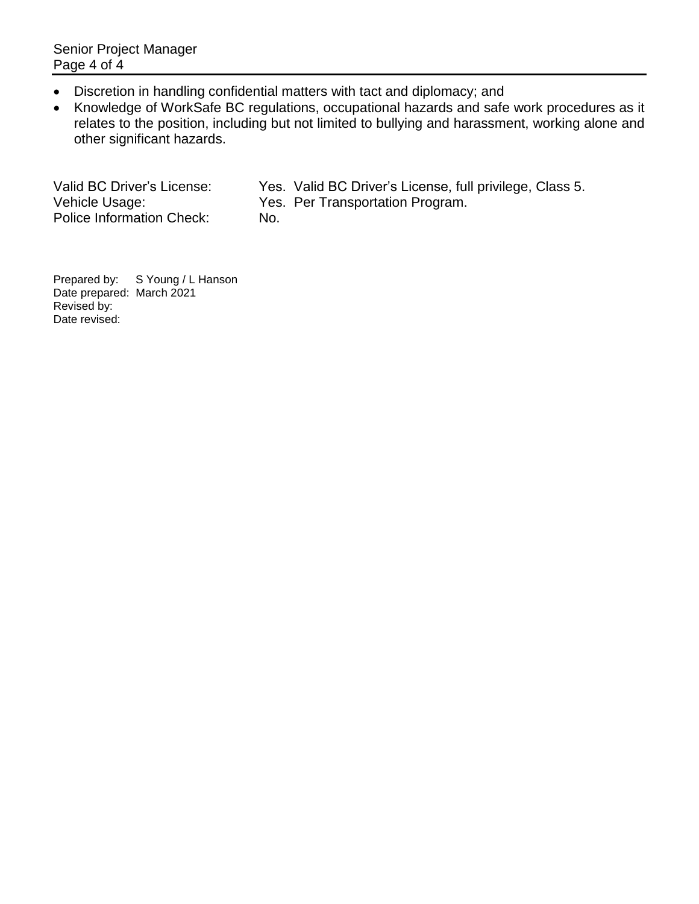- Discretion in handling confidential matters with tact and diplomacy; and
- Knowledge of WorkSafe BC regulations, occupational hazards and safe work procedures as it relates to the position, including but not limited to bullying and harassment, working alone and other significant hazards.

| | |
|---|---|
| Valid BC Driver's License: | Yes. Valid BC Driver's License, full privilege, Class 5. |
| Vehicle Usage: | Yes. Per Transportation Program. |
| Police Information Check: | No. |

Prepared by: S Young / L Hanson
Date prepared: March 2021
Revised by:
Date revised: